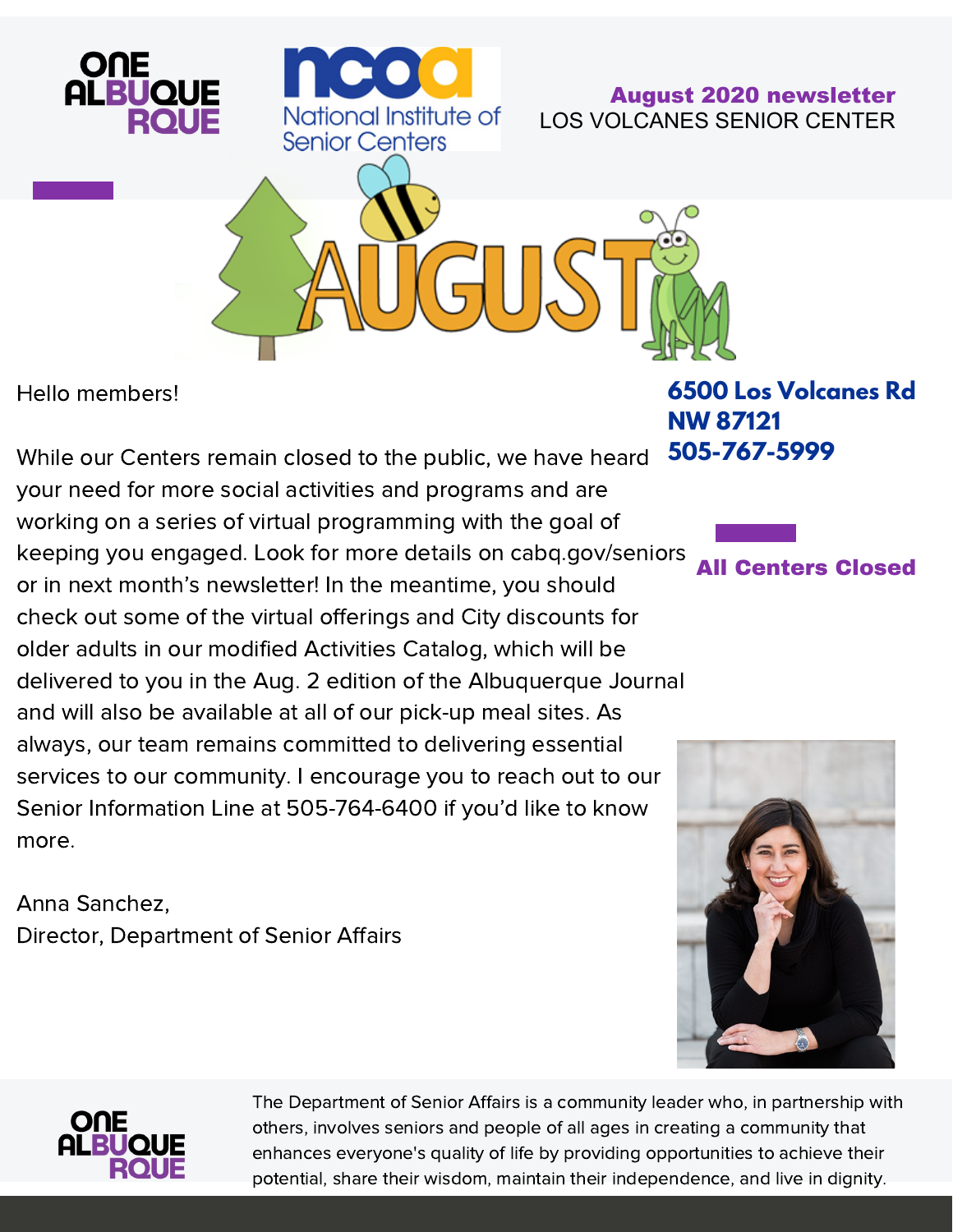ONE ALBUQUERQUE

ncoa National Institute of Senior Centers

**August 2020 newsletter**
LOS VOLCANES SENIOR CENTER

# AUGUST

**6500 Los Volcanes Rd NW 87121**
**505-767-5999**

**All Centers Closed**

Hello members!

While our Centers remain closed to the public, we have heard your need for more social activities and programs and are working on a series of virtual programming with the goal of keeping you engaged. Look for more details on cabq.gov/seniors or in next month's newsletter! In the meantime, you should check out some of the virtual offerings and City discounts for older adults in our modified Activities Catalog, which will be delivered to you in the Aug. 2 edition of the Albuquerque Journal and will also be available at all of our pick-up meal sites. As always, our team remains committed to delivering essential services to our community. I encourage you to reach out to our Senior Information Line at 505-764-6400 if you'd like to know more.

Anna Sanchez,
Director, Department of Senior Affairs

ONE ALBUQUERQUE

The Department of Senior Affairs is a community leader who, in partnership with others, involves seniors and people of all ages in creating a community that enhances everyone's quality of life by providing opportunities to achieve their potential, share their wisdom, maintain their independence, and live in dignity.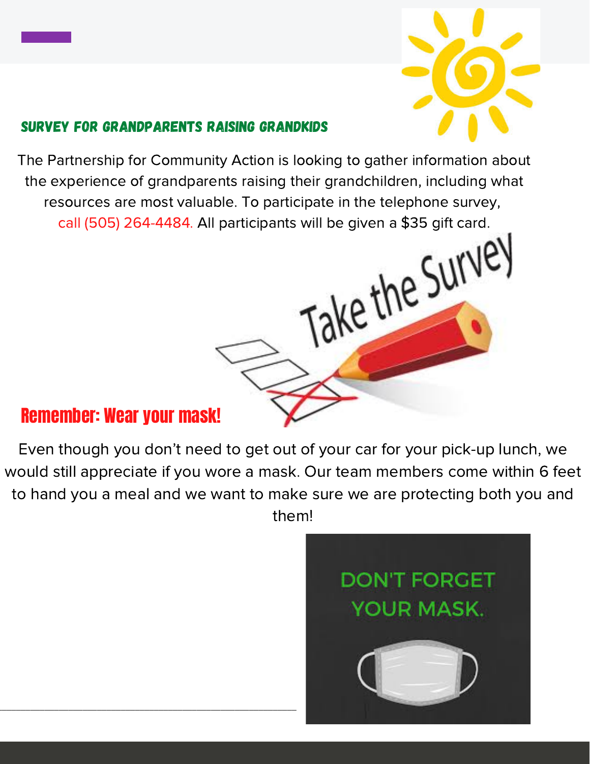## SURVEY FOR GRANDPARENTS RAISING GRANDKIDS

The Partnership for Community Action is looking to gather information about the experience of grandparents raising their grandchildren, including what resources are most valuable. To participate in the telephone survey, call (505) 264-4484. All participants will be given a $35 gift card.

## Remember: Wear your mask!

Even though you don't need to get out of your car for your pick-up lunch, we would still appreciate if you wore a mask. Our team members come within 6 feet to hand you a meal and we want to make sure we are protecting both you and them!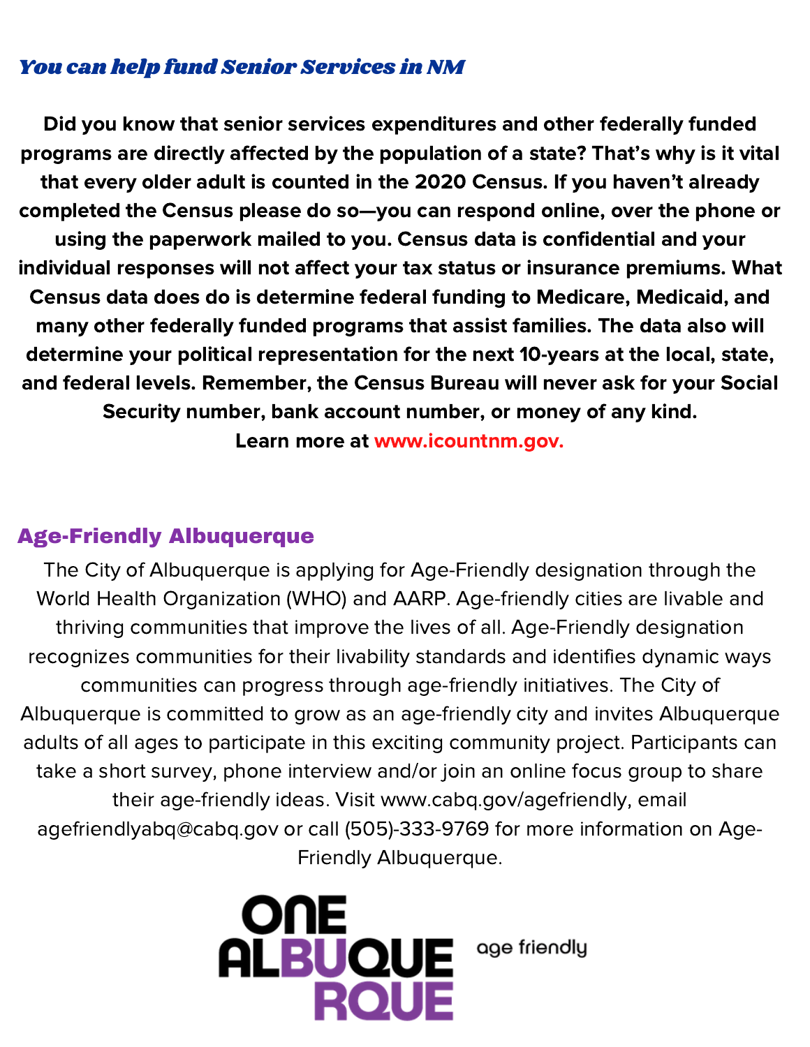## *You can help fund Senior Services in NM*

**Did you know that senior services expenditures and other federally funded programs are directly affected by the population of a state? That's why is it vital that every older adult is counted in the 2020 Census. If you haven't already completed the Census please do so—you can respond online, over the phone or using the paperwork mailed to you. Census data is confidential and your individual responses will not affect your tax status or insurance premiums. What Census data does do is determine federal funding to Medicare, Medicaid, and many other federally funded programs that assist families. The data also will determine your political representation for the next 10-years at the local, state, and federal levels. Remember, the Census Bureau will never ask for your Social Security number, bank account number, or money of any kind.**

**Learn more at www.icountnm.gov.**

## Age-Friendly Albuquerque

The City of Albuquerque is applying for Age-Friendly designation through the World Health Organization (WHO) and AARP. Age-friendly cities are livable and thriving communities that improve the lives of all. Age-Friendly designation recognizes communities for their livability standards and identifies dynamic ways communities can progress through age-friendly initiatives. The City of Albuquerque is committed to grow as an age-friendly city and invites Albuquerque adults of all ages to participate in this exciting community project. Participants can take a short survey, phone interview and/or join an online focus group to share their age-friendly ideas. Visit www.cabq.gov/agefriendly, email agefriendlyabq@cabq.gov or call (505)-333-9769 for more information on Age-Friendly Albuquerque.

ONE ALBUQUERQUE age friendly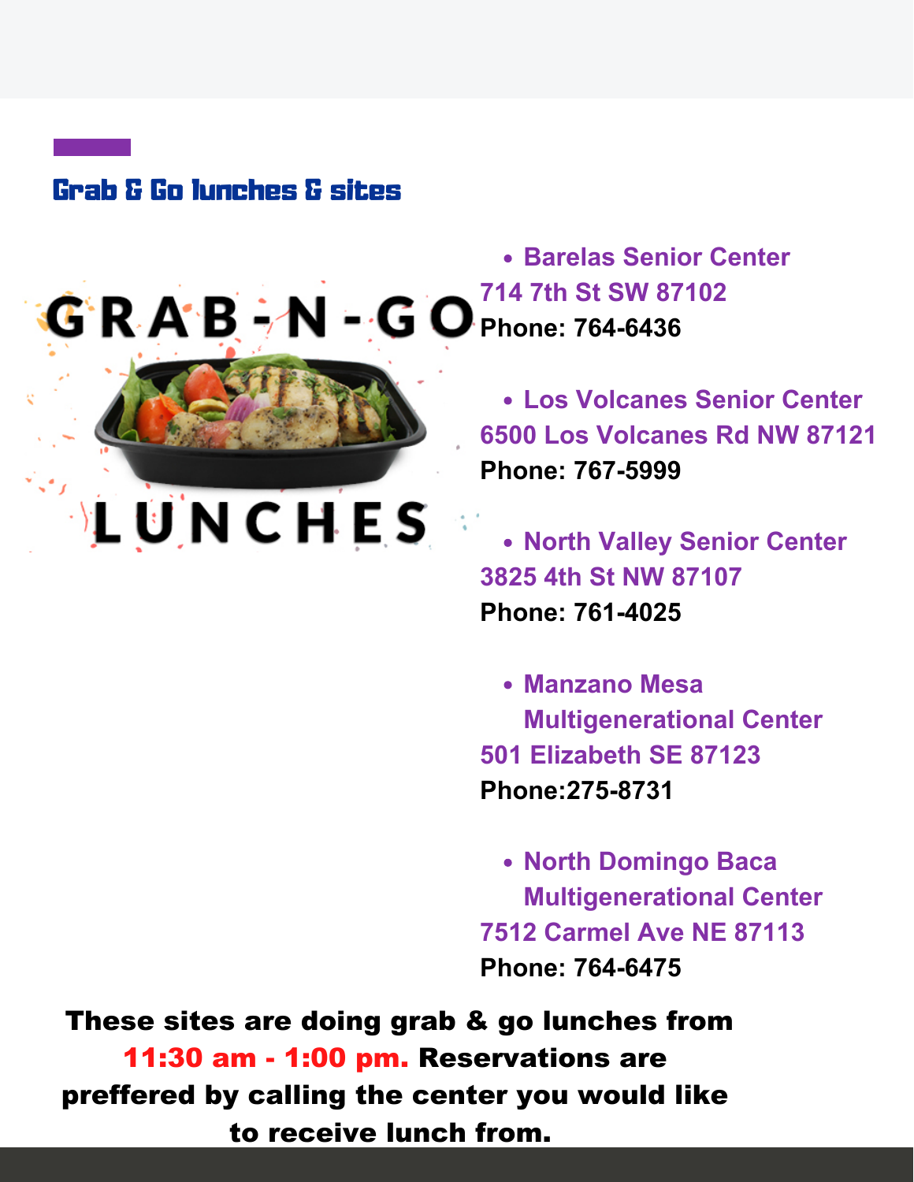## Grab & Go lunches & sites

GRAB-N-GO LUNCHES

- **Barelas Senior Center**
**714 7th St SW 87102**
**Phone: 764-6436**

- **Los Volcanes Senior Center**
**6500 Los Volcanes Rd NW 87121**
**Phone: 767-5999**

- **North Valley Senior Center**
**3825 4th St NW 87107**
**Phone: 761-4025**

- **Manzano Mesa Multigenerational Center**
**501 Elizabeth SE 87123**
**Phone:275-8731**

- **North Domingo Baca Multigenerational Center**
**7512 Carmel Ave NE 87113**
**Phone: 764-6475**

**These sites are doing grab & go lunches from 11:30 am - 1:00 pm. Reservations are preffered by calling the center you would like to receive lunch from.**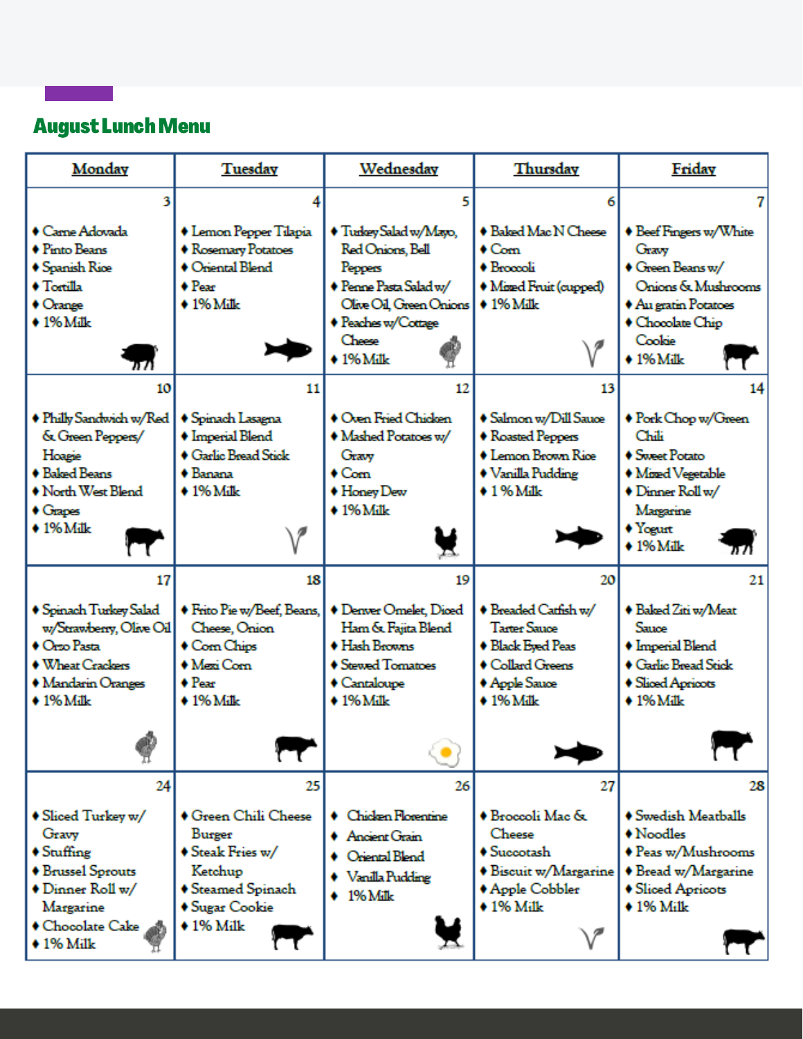## August Lunch Menu

| Monday | Tuesday | Wednesday | Thursday | Friday |
|---|---|---|---|---|
| **3**<br>♦ Carne Adovada<br>♦ Pinto Beans<br>♦ Spanish Rice<br>♦ Tortilla<br>♦ Orange<br>♦ 1% Milk | **4**<br>♦ Lemon Pepper Tilapia<br>♦ Rosemary Potatoes<br>♦ Oriental Blend<br>♦ Pear<br>♦ 1% Milk | **5**<br>♦ Turkey Salad w/Mayo, Red Onions, Bell Peppers<br>♦ Penne Pasta Salad w/ Olive Oil, Green Onions<br>♦ Peaches w/Cottage Cheese<br>♦ 1% Milk | **6**<br>♦ Baked Mac N Cheese<br>♦ Corn<br>♦ Broccoli<br>♦ Mixed Fruit (cupped)<br>♦ 1% Milk | **7**<br>♦ Beef Fingers w/White Gravy<br>♦ Green Beans w/ Onions & Mushrooms<br>♦ Au gratin Potatoes<br>♦ Chocolate Chip Cookie<br>♦ 1% Milk |
| **10**<br>♦ Philly Sandwich w/Red & Green Peppers/ Hoagie<br>♦ Baked Beans<br>♦ North West Blend<br>♦ Grapes<br>♦ 1% Milk | **11**<br>♦ Spinach Lasagna<br>♦ Imperial Blend<br>♦ Garlic Bread Stick<br>♦ Banana<br>♦ 1% Milk | **12**<br>♦ Oven Fried Chicken<br>♦ Mashed Potatoes w/ Gravy<br>♦ Corn<br>♦ Honey Dew<br>♦ 1% Milk | **13**<br>♦ Salmon w/Dill Sauce<br>♦ Roasted Peppers<br>♦ Lemon Brown Rice<br>♦ Vanilla Pudding<br>♦ 1 % Milk | **14**<br>♦ Pork Chop w/Green Chili<br>♦ Sweet Potato<br>♦ Mixed Vegetable<br>♦ Dinner Roll w/ Margarine<br>♦ Yogurt<br>♦ 1% Milk |
| **17**<br>♦ Spinach Turkey Salad w/Strawberry, Olive Oil<br>♦ Orzo Pasta<br>♦ Wheat Crackers<br>♦ Mandarin Oranges<br>♦ 1% Milk | **18**<br>♦ Frito Pie w/Beef, Beans, Cheese, Onion<br>♦ Corn Chips<br>♦ Mexi Corn<br>♦ Pear<br>♦ 1% Milk | **19**<br>♦ Denver Omelet, Diced Ham & Fajita Blend<br>♦ Hash Browns<br>♦ Stewed Tomatoes<br>♦ Cantaloupe<br>♦ 1% Milk | **20**<br>♦ Breaded Catfish w/ Tarter Sauce<br>♦ Black Eyed Peas<br>♦ Collard Greens<br>♦ Apple Sauce<br>♦ 1% Milk | **21**<br>♦ Baked Ziti w/Meat Sauce<br>♦ Imperial Blend<br>♦ Garlic Bread Stick<br>♦ Sliced Apricots<br>♦ 1% Milk |
| **24**<br>♦ Sliced Turkey w/ Gravy<br>♦ Stuffing<br>♦ Brussel Sprouts<br>♦ Dinner Roll w/ Margarine<br>♦ Chocolate Cake<br>♦ 1% Milk | **25**<br>♦ Green Chili Cheese Burger<br>♦ Steak Fries w/ Ketchup<br>♦ Steamed Spinach<br>♦ Sugar Cookie<br>♦ 1% Milk | **26**<br>♦ Chicken Florentine<br>♦ Ancient Grain<br>♦ Oriental Blend<br>♦ Vanilla Pudding<br>♦ 1% Milk | **27**<br>♦ Broccoli Mac & Cheese<br>♦ Succotash<br>♦ Biscuit w/Margarine<br>♦ Apple Cobbler<br>♦ 1% Milk | **28**<br>♦ Swedish Meatballs<br>♦ Noodles<br>♦ Peas w/Mushrooms<br>♦ Bread w/Margarine<br>♦ Sliced Apricots<br>♦ 1% Milk |